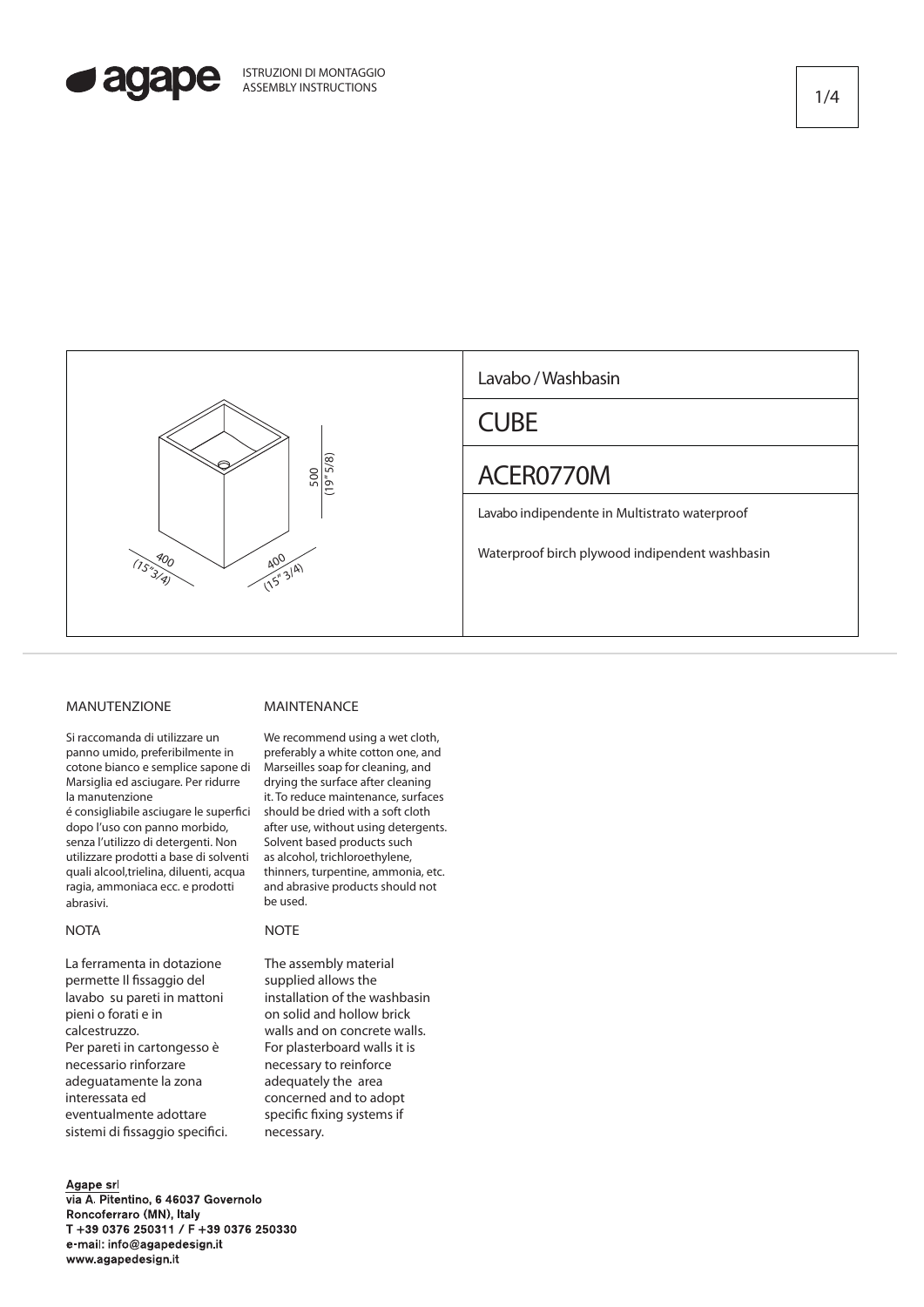agape

ISTRUZIONI DI MONTAGGIO
ASSEMBLY INSTRUCTIONS

500 (19" 5/8)

400 (15"3/4)

400 (15" 3/4)

Lavabo / Washbasin

# CUBE

# ACER0770M

Lavabo indipendente in Multistrato waterproof

Waterproof birch plywood indipendent washbasin

## MANUTENZIONE

Si raccomanda di utilizzare un panno umido, preferibilmente in cotone bianco e semplice sapone di Marsiglia ed asciugare. Per ridurre la manutenzione
é consigliabile asciugare le superfici dopo l'uso con panno morbido, senza l'utilizzo di detergenti. Non utilizzare prodotti a base di solventi quali alcool,trielina, diluenti, acqua ragia, ammoniaca ecc. e prodotti abrasivi.

## NOTA

La ferramenta in dotazione permette Il fissaggio del lavabo su pareti in mattoni pieni o forati e in calcestruzzo.
Per pareti in cartongesso è necessario rinforzare adeguatamente la zona interessata ed eventualmente adottare sistemi di fissaggio specifici.

## MAINTENANCE

We recommend using a wet cloth, preferably a white cotton one, and Marseilles soap for cleaning, and drying the surface after cleaning it. To reduce maintenance, surfaces should be dried with a soft cloth after use, without using detergents. Solvent based products such as alcohol, trichloroethylene, thinners, turpentine, ammonia, etc. and abrasive products should not be used.

## NOTE

The assembly material supplied allows the installation of the washbasin on solid and hollow brick walls and on concrete walls. For plasterboard walls it is necessary to reinforce adequately the area concerned and to adopt specific fixing systems if necessary.

Agape srl
via A. Pitentino, 6 46037 Governolo
Roncoferraro (MN), Italy
T +39 0376 250311 / F +39 0376 250330
e-mail: info@agapedesign.it
www.agapedesign.it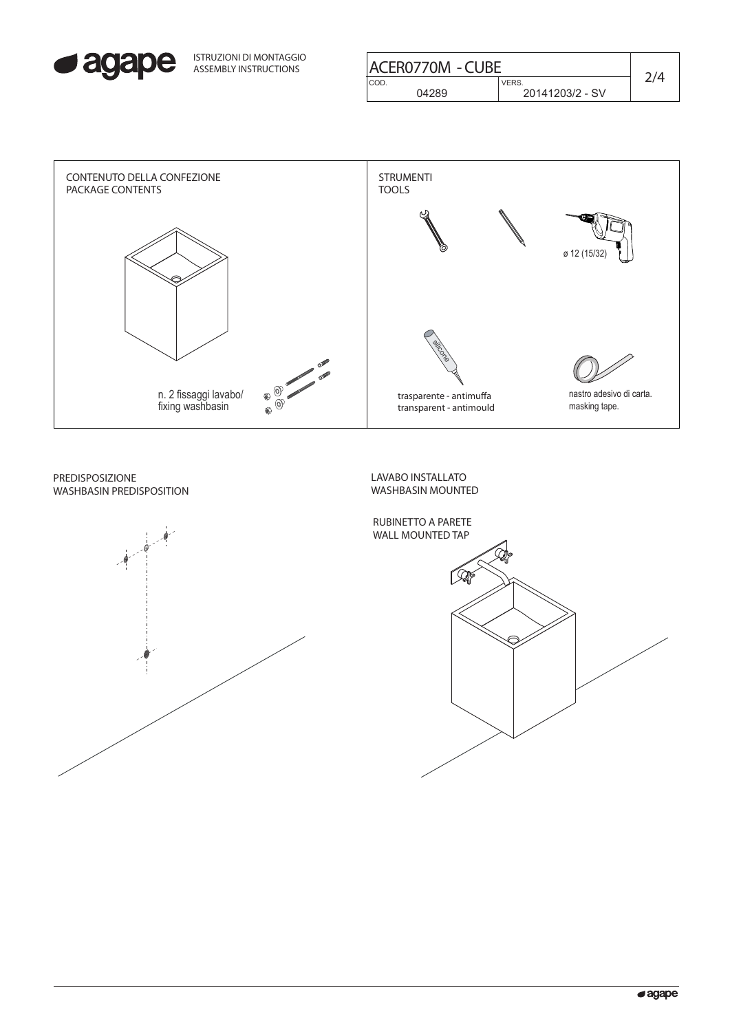ISTRUZIONI DI MONTAGGIO
ASSEMBLY INSTRUCTIONS

| ACER0770M - CUBE | |
|---|---|
| COD. 04289 | VERS. 20141203/2 - SV |

## CONTENUTO DELLA CONFEZIONE
## PACKAGE CONTENTS

n. 2 fissaggi lavabo/
fixing washbasin

## STRUMENTI
## TOOLS

ø 12 (15/32)

silicone

trasparente - antimuffa
transparent - antimould

nastro adesivo di carta.
masking tape.

## PREDISPOSIZIONE
## WASHBASIN PREDISPOSITION

## LAVABO INSTALLATO
## WASHBASIN MOUNTED

RUBINETTO A PARETE
WALL MOUNTED TAP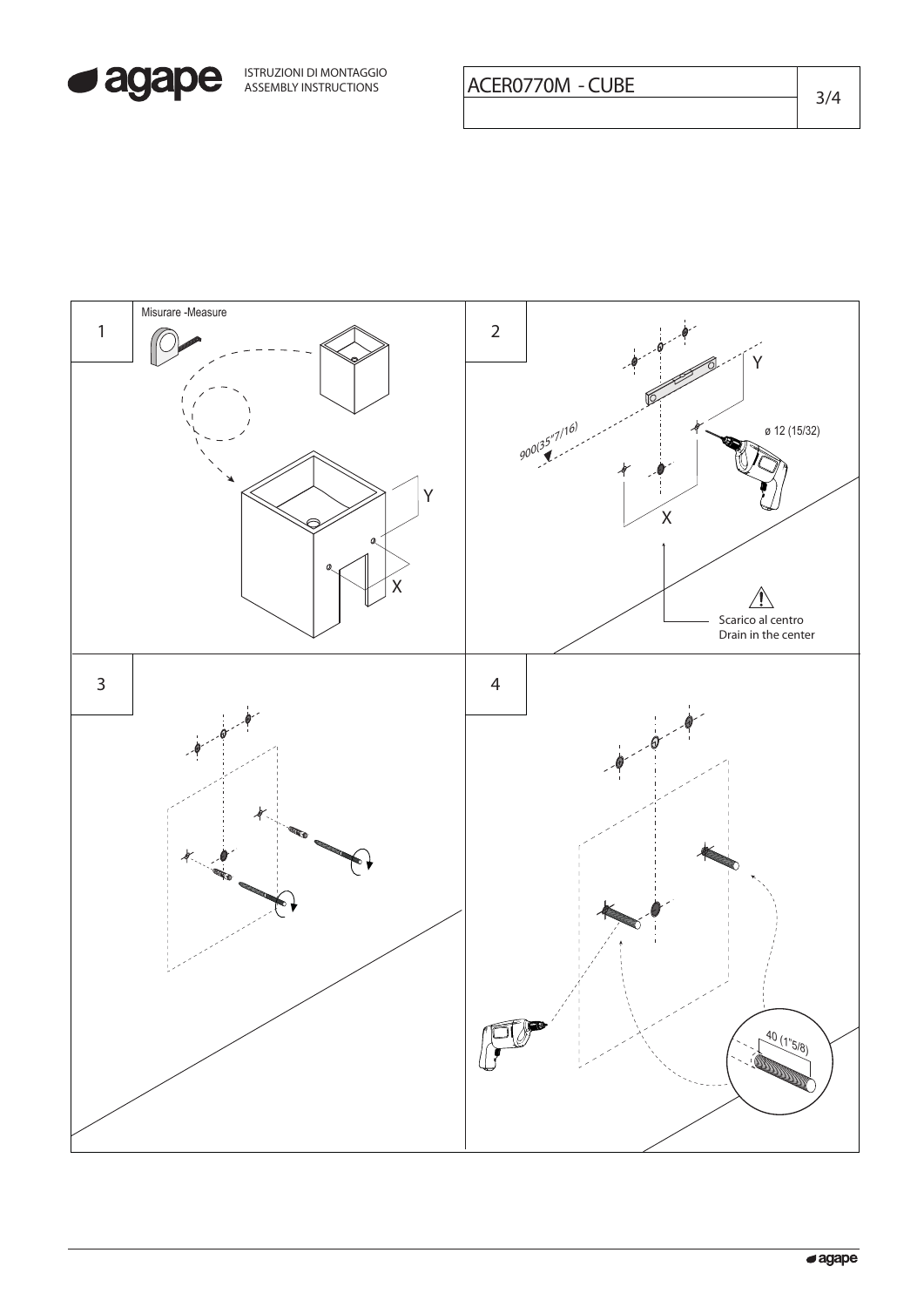ISTRUZIONI DI MONTAGGIO
ASSEMBLY INSTRUCTIONS

ACER0770M - CUBE

1

Misurare -Measure

Y

X

2

Y

900(35"7/16)

ø 12 (15/32)

X

Scarico al centro
Drain in the center

3

4

40 (1"5/8)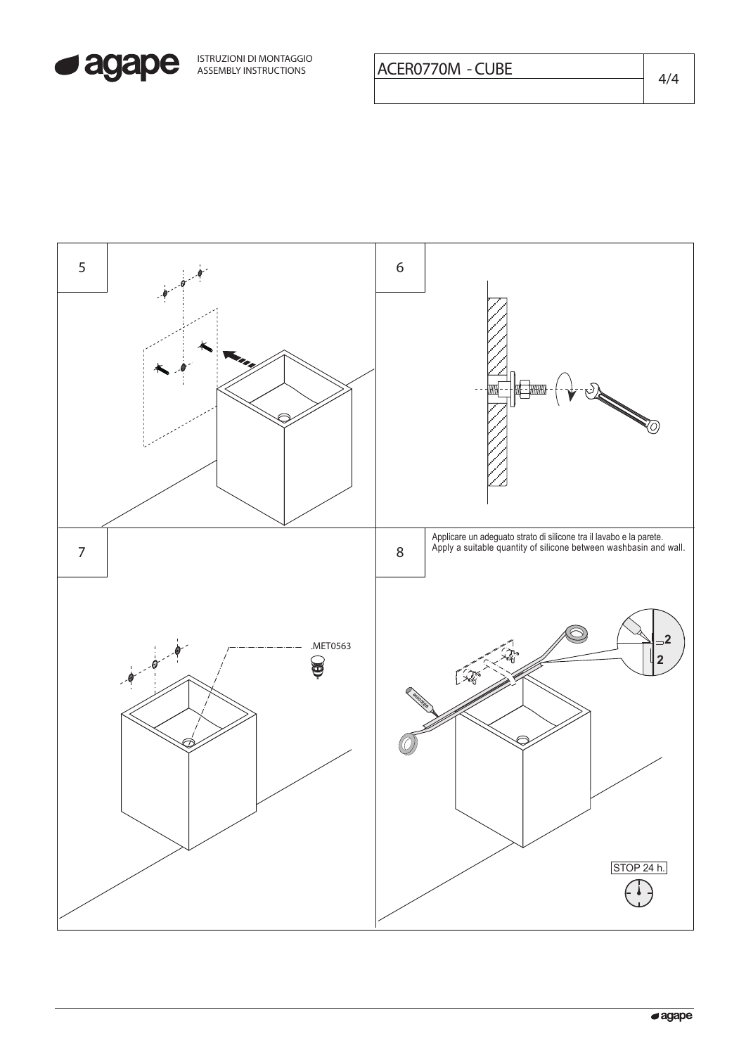ISTRUZIONI DI MONTAGGIO
ASSEMBLY INSTRUCTIONS

ACER0770M - CUBE

5

6

7

.MET0563

8

Applicare un adeguato strato di silicone tra il lavabo e la parete.
Apply a suitable quantity of silicone between washbasin and wall.

2

2

STOP 24 h.